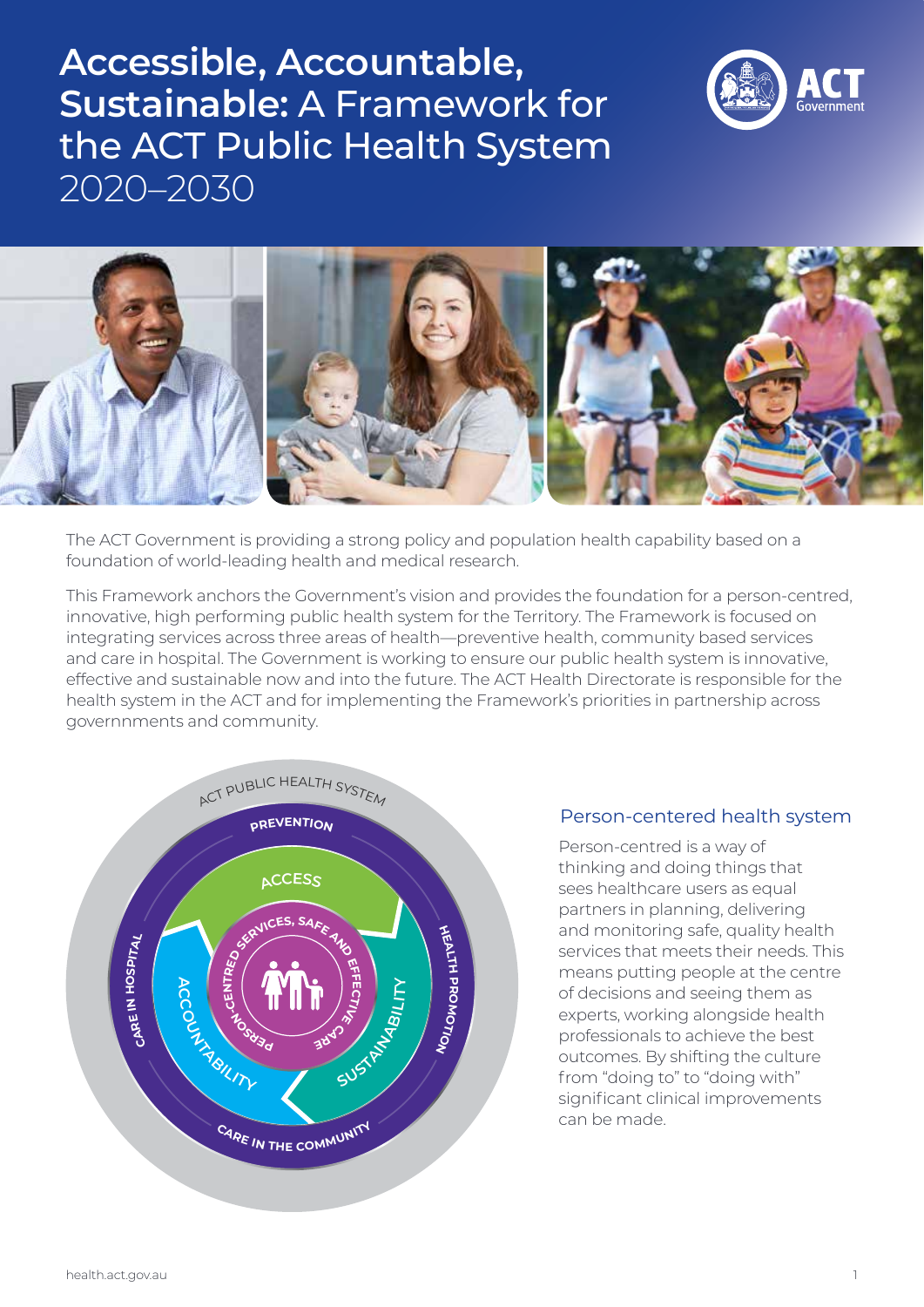# Accessible, Accountable, Sustainable: A Framework for the ACT Public Health System 2020–2030

The ACT Government is providing a strong policy and population health capability based on a foundation of world-leading health and medical research.

This Framework anchors the Government's vision and provides the foundation for a person-centred, innovative, high performing public health system for the Territory. The Framework is focused on integrating services across three areas of health—preventive health, community based services and care in hospital. The Government is working to ensure our public health system is innovative, effective and sustainable now and into the future. The ACT Health Directorate is responsible for the health system in the ACT and for implementing the Framework's priorities in partnership across governnments and community.

## Person-centered health system

Person-centred is a way of thinking and doing things that sees healthcare users as equal partners in planning, delivering and monitoring safe, quality health services that meets their needs. This means putting people at the centre of decisions and seeing them as experts, working alongside health professionals to achieve the best outcomes. By shifting the culture from "doing to" to "doing with" significant clinical improvements can be made.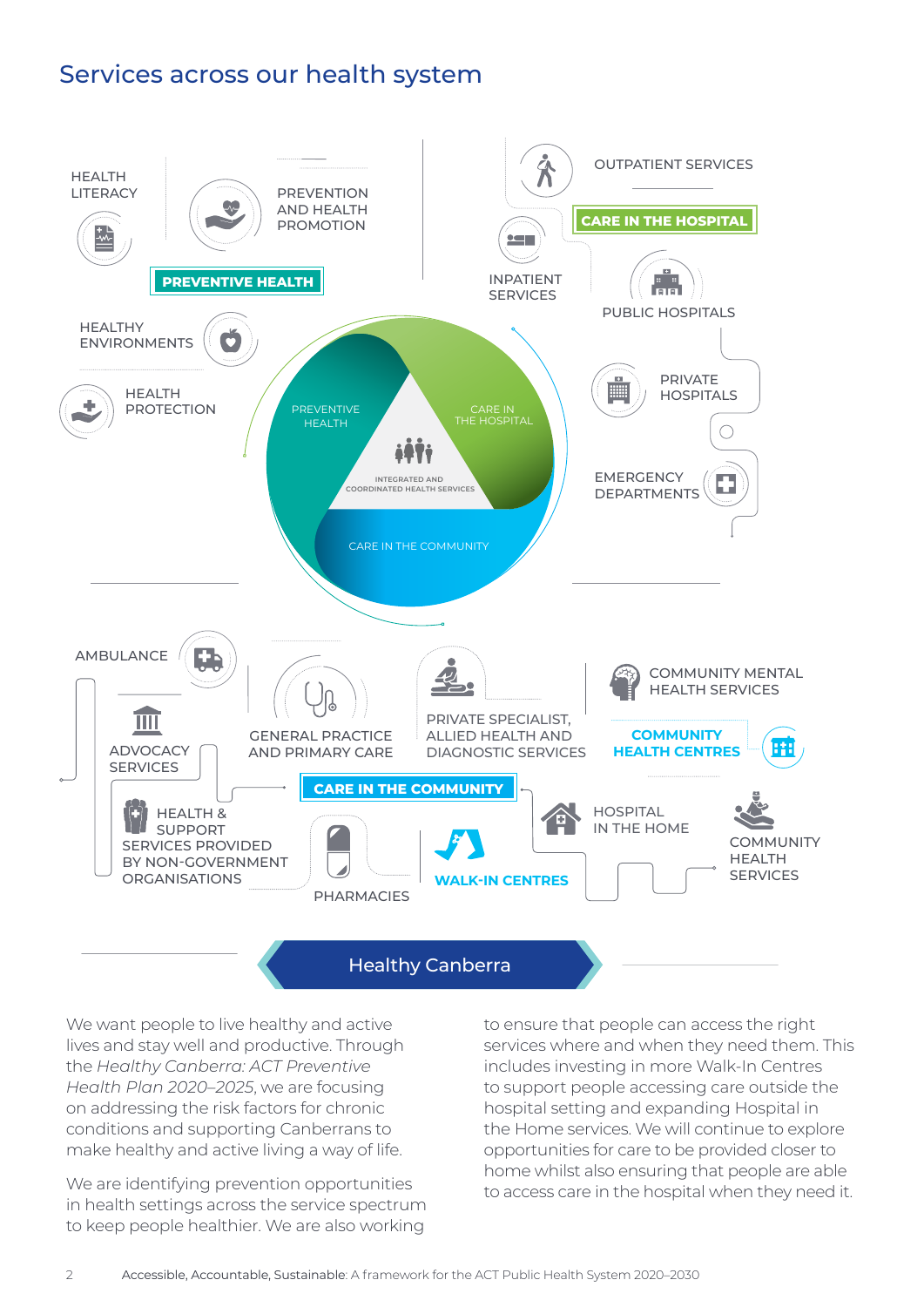# Services across our health system

**PREVENTIVE HEALTH**

- HEALTH LITERACY
- PREVENTION AND HEALTH PROMOTION
- HEALTHY ENVIRONMENTS
- HEALTH PROTECTION

**CARE IN THE HOSPITAL**

- OUTPATIENT SERVICES
- INPATIENT SERVICES
- PUBLIC HOSPITALS
- PRIVATE HOSPITALS
- EMERGENCY DEPARTMENTS

PREVENTIVE HEALTH

CARE IN THE HOSPITAL

INTEGRATED AND COORDINATED HEALTH SERVICES

CARE IN THE COMMUNITY

**CARE IN THE COMMUNITY**

- AMBULANCE
- ADVOCACY SERVICES
- HEALTH & SUPPORT SERVICES PROVIDED BY NON-GOVERNMENT ORGANISATIONS
- GENERAL PRACTICE AND PRIMARY CARE
- PHARMACIES
- PRIVATE SPECIALIST, ALLIED HEALTH AND DIAGNOSTIC SERVICES
- WALK-IN CENTRES
- COMMUNITY MENTAL HEALTH SERVICES
- COMMUNITY HEALTH CENTRES
- HOSPITAL IN THE HOME
- COMMUNITY HEALTH SERVICES

## Healthy Canberra

We want people to live healthy and active lives and stay well and productive. Through the *Healthy Canberra: ACT Preventive Health Plan 2020–2025*, we are focusing on addressing the risk factors for chronic conditions and supporting Canberrans to make healthy and active living a way of life.

We are identifying prevention opportunities in health settings across the service spectrum to keep people healthier. We are also working to ensure that people can access the right services where and when they need them. This includes investing in more Walk-In Centres to support people accessing care outside the hospital setting and expanding Hospital in the Home services. We will continue to explore opportunities for care to be provided closer to home whilst also ensuring that people are able to access care in the hospital when they need it.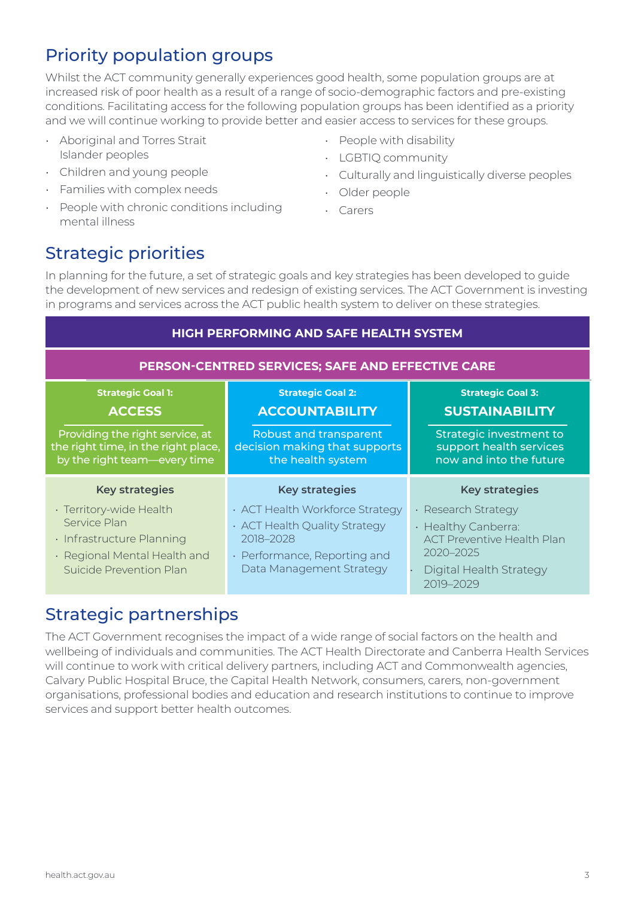## Priority population groups

Whilst the ACT community generally experiences good health, some population groups are at increased risk of poor health as a result of a range of socio-demographic factors and pre-existing conditions. Facilitating access for the following population groups has been identified as a priority and we will continue working to provide better and easier access to services for these groups.

- Aboriginal and Torres Strait Islander peoples
- Children and young people
- Families with complex needs
- People with chronic conditions including mental illness
- People with disability
- LGBTIQ community
- Culturally and linguistically diverse peoples
- Older people
- Carers

## Strategic priorities

In planning for the future, a set of strategic goals and key strategies has been developed to guide the development of new services and redesign of existing services. The ACT Government is investing in programs and services across the ACT public health system to deliver on these strategies.

| HIGH PERFORMING AND SAFE HEALTH SYSTEM | | |
|---|---|---|
| **PERSON-CENTRED SERVICES; SAFE AND EFFECTIVE CARE** | | |
| **Strategic Goal 1: ACCESS**<br>Providing the right service, at the right time, in the right place, by the right team—every time | **Strategic Goal 2: ACCOUNTABILITY**<br>Robust and transparent decision making that supports the health system | **Strategic Goal 3: SUSTAINABILITY**<br>Strategic investment to support health services now and into the future |
| **Key strategies**<br>• Territory-wide Health Service Plan<br>• Infrastructure Planning<br>• Regional Mental Health and Suicide Prevention Plan | **Key strategies**<br>• ACT Health Workforce Strategy<br>• ACT Health Quality Strategy 2018–2028<br>• Performance, Reporting and Data Management Strategy | **Key strategies**<br>• Research Strategy<br>• Healthy Canberra: ACT Preventive Health Plan 2020–2025<br>• Digital Health Strategy 2019–2029 |

## Strategic partnerships

The ACT Government recognises the impact of a wide range of social factors on the health and wellbeing of individuals and communities. The ACT Health Directorate and Canberra Health Services will continue to work with critical delivery partners, including ACT and Commonwealth agencies, Calvary Public Hospital Bruce, the Capital Health Network, consumers, carers, non-government organisations, professional bodies and education and research institutions to continue to improve services and support better health outcomes.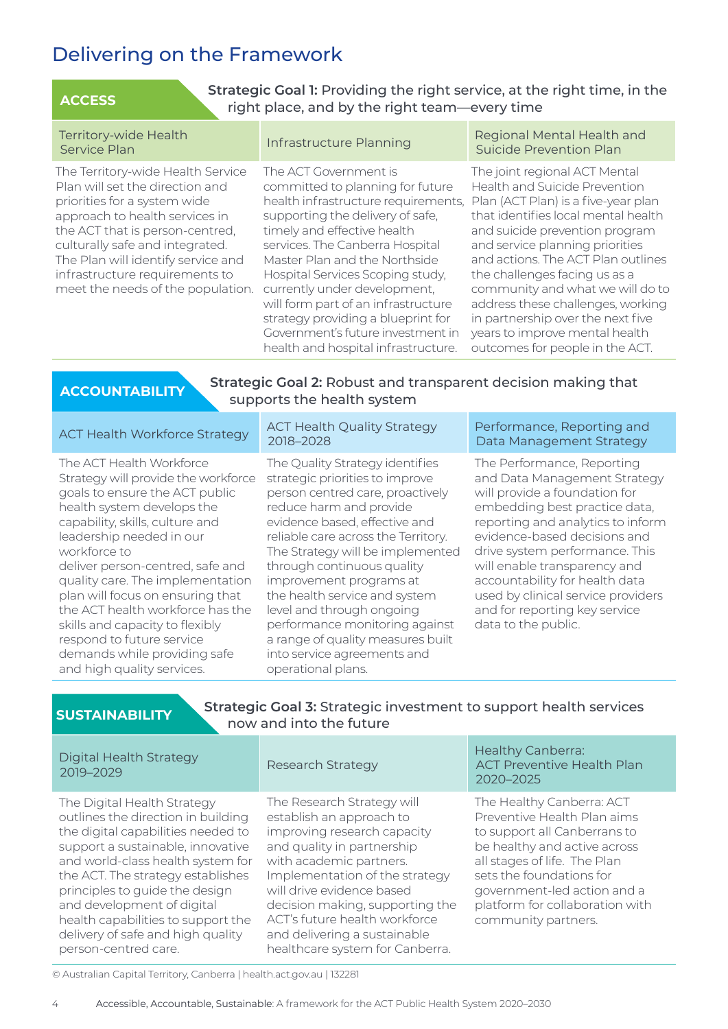# Delivering on the Framework

## ACCESS

**Strategic Goal 1:** Providing the right service, at the right time, in the right place, and by the right team—every time

| Territory-wide Health Service Plan | Infrastructure Planning | Regional Mental Health and Suicide Prevention Plan |
|---|---|---|
| The Territory-wide Health Service Plan will set the direction and priorities for a system wide approach to health services in the ACT that is person-centred, culturally safe and integrated. The Plan will identify service and infrastructure requirements to meet the needs of the population. | The ACT Government is committed to planning for future health infrastructure requirements, supporting the delivery of safe, timely and effective health services. The Canberra Hospital Master Plan and the Northside Hospital Services Scoping study, currently under development, will form part of an infrastructure strategy providing a blueprint for Government's future investment in health and hospital infrastructure. | The joint regional ACT Mental Health and Suicide Prevention Plan (ACT Plan) is a five-year plan that identifies local mental health and suicide prevention program and service planning priorities and actions. The ACT Plan outlines the challenges facing us as a community and what we will do to address these challenges, working in partnership over the next five years to improve mental health outcomes for people in the ACT. |

## ACCOUNTABILITY

**Strategic Goal 2:** Robust and transparent decision making that supports the health system

| ACT Health Workforce Strategy | ACT Health Quality Strategy 2018–2028 | Performance, Reporting and Data Management Strategy |
|---|---|---|
| The ACT Health Workforce Strategy will provide the workforce goals to ensure the ACT public health system develops the capability, skills, culture and leadership needed in our workforce to deliver person-centred, safe and quality care. The implementation plan will focus on ensuring that the ACT health workforce has the skills and capacity to flexibly respond to future service demands while providing safe and high quality services. | The Quality Strategy identifies strategic priorities to improve person centred care, proactively reduce harm and provide evidence based, effective and reliable care across the Territory. The Strategy will be implemented through continuous quality improvement programs at the health service and system level and through ongoing performance monitoring against a range of quality measures built into service agreements and operational plans. | The Performance, Reporting and Data Management Strategy will provide a foundation for embedding best practice data, reporting and analytics to inform evidence-based decisions and drive system performance. This will enable transparency and accountability for health data used by clinical service providers and for reporting key service data to the public. |

## SUSTAINABILITY

**Strategic Goal 3:** Strategic investment to support health services now and into the future

| Digital Health Strategy 2019–2029 | Research Strategy | Healthy Canberra: ACT Preventive Health Plan 2020–2025 |
|---|---|---|
| The Digital Health Strategy outlines the direction in building the digital capabilities needed to support a sustainable, innovative and world-class health system for the ACT. The strategy establishes principles to guide the design and development of digital health capabilities to support the delivery of safe and high quality person-centred care. | The Research Strategy will establish an approach to improving research capacity and quality in partnership with academic partners. Implementation of the strategy will drive evidence based decision making, supporting the ACT's future health workforce and delivering a sustainable healthcare system for Canberra. | The Healthy Canberra: ACT Preventive Health Plan aims to support all Canberrans to be healthy and active across all stages of life. The Plan sets the foundations for government-led action and a platform for collaboration with community partners. |

© Australian Capital Territory, Canberra | health.act.gov.au | 132281